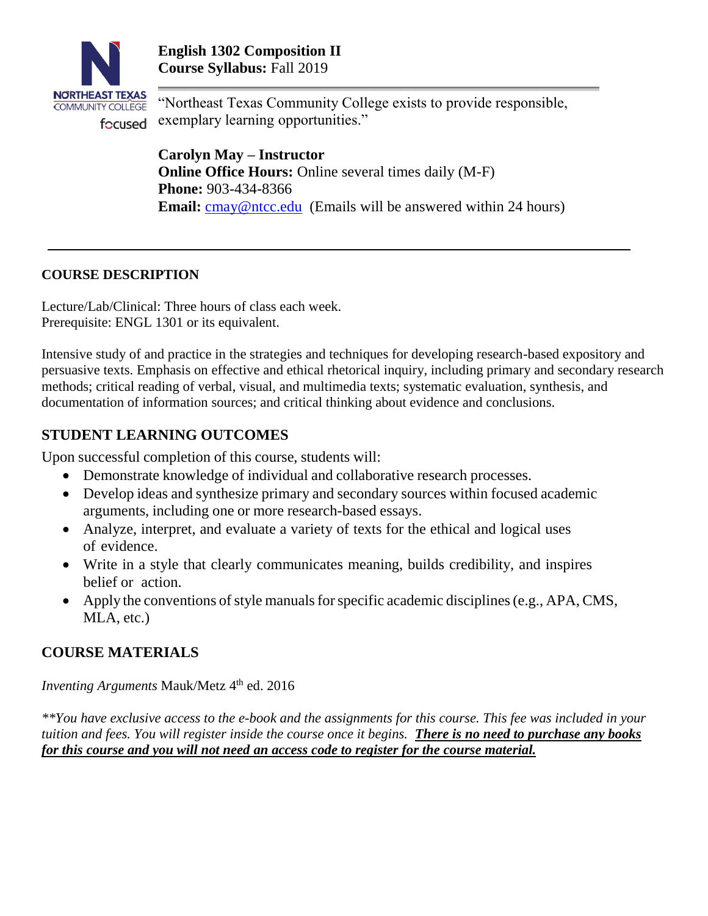# English 1302 Composition II

**Course Syllabus:** Fall 2019

"Northeast Texas Community College exists to provide responsible, exemplary learning opportunities."

**Carolyn May – Instructor**
**Online Office Hours:** Online several times daily (M-F)
**Phone:** 903-434-8366
**Email:** cmay@ntcc.edu (Emails will be answered within 24 hours)

---

## COURSE DESCRIPTION

Lecture/Lab/Clinical: Three hours of class each week.
Prerequisite: ENGL 1301 or its equivalent.

Intensive study of and practice in the strategies and techniques for developing research-based expository and persuasive texts. Emphasis on effective and ethical rhetorical inquiry, including primary and secondary research methods; critical reading of verbal, visual, and multimedia texts; systematic evaluation, synthesis, and documentation of information sources; and critical thinking about evidence and conclusions.

## STUDENT LEARNING OUTCOMES

Upon successful completion of this course, students will:

- Demonstrate knowledge of individual and collaborative research processes.
- Develop ideas and synthesize primary and secondary sources within focused academic arguments, including one or more research-based essays.
- Analyze, interpret, and evaluate a variety of texts for the ethical and logical uses of evidence.
- Write in a style that clearly communicates meaning, builds credibility, and inspires belief or action.
- Apply the conventions of style manuals for specific academic disciplines (e.g., APA, CMS, MLA, etc.)

## COURSE MATERIALS

*Inventing Arguments* Mauk/Metz 4th ed. 2016

*\*\*You have exclusive access to the e-book and the assignments for this course. This fee was included in your tuition and fees. You will register inside the course once it begins.* ***<u>There is no need to purchase any books for this course and you will not need an access code to register for the course material.</u>***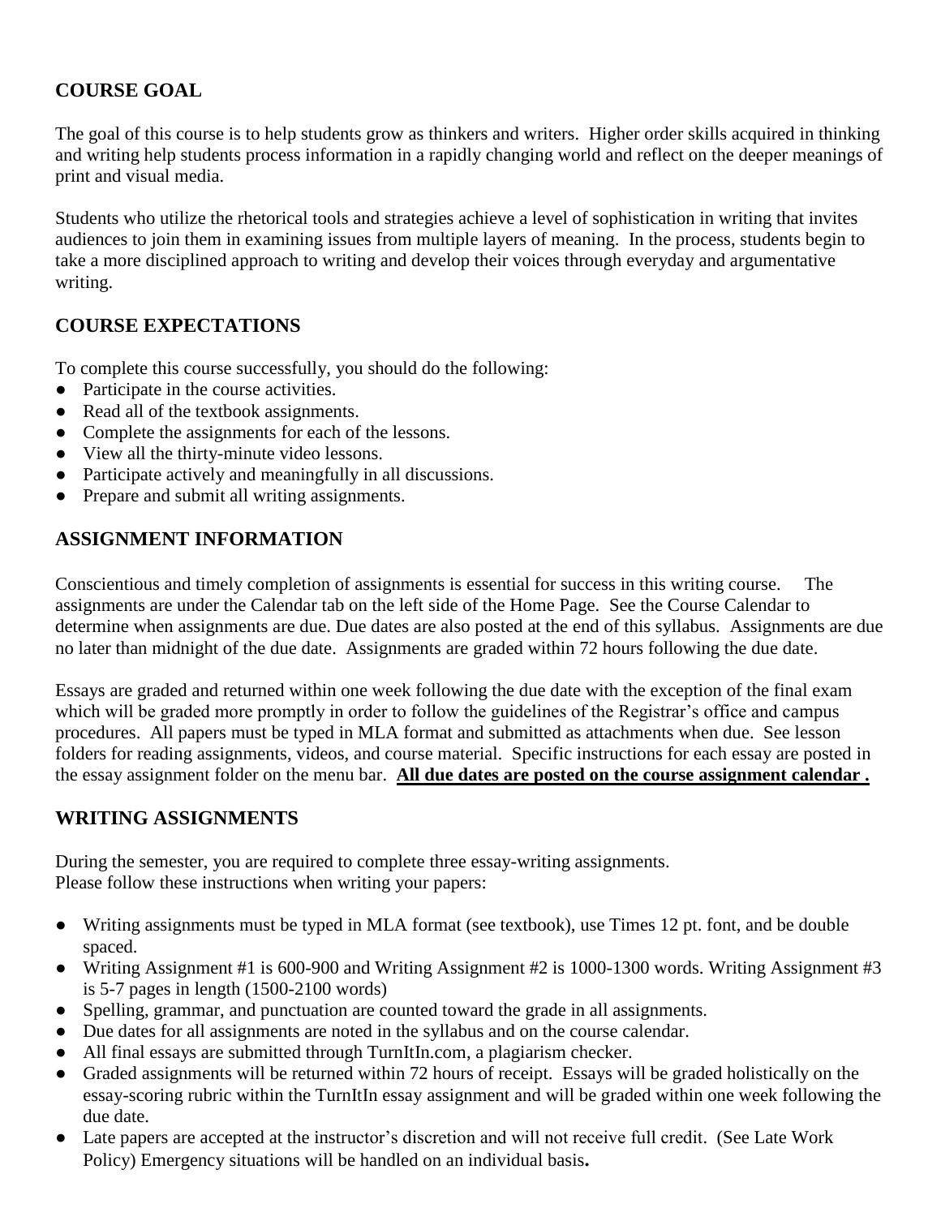## COURSE GOAL

The goal of this course is to help students grow as thinkers and writers. Higher order skills acquired in thinking and writing help students process information in a rapidly changing world and reflect on the deeper meanings of print and visual media.

Students who utilize the rhetorical tools and strategies achieve a level of sophistication in writing that invites audiences to join them in examining issues from multiple layers of meaning. In the process, students begin to take a more disciplined approach to writing and develop their voices through everyday and argumentative writing.

## COURSE EXPECTATIONS

To complete this course successfully, you should do the following:

- Participate in the course activities.
- Read all of the textbook assignments.
- Complete the assignments for each of the lessons.
- View all the thirty-minute video lessons.
- Participate actively and meaningfully in all discussions.
- Prepare and submit all writing assignments.

## ASSIGNMENT INFORMATION

Conscientious and timely completion of assignments is essential for success in this writing course. The assignments are under the Calendar tab on the left side of the Home Page. See the Course Calendar to determine when assignments are due. Due dates are also posted at the end of this syllabus. Assignments are due no later than midnight of the due date. Assignments are graded within 72 hours following the due date.

Essays are graded and returned within one week following the due date with the exception of the final exam which will be graded more promptly in order to follow the guidelines of the Registrar's office and campus procedures. All papers must be typed in MLA format and submitted as attachments when due. See lesson folders for reading assignments, videos, and course material. Specific instructions for each essay are posted in the essay assignment folder on the menu bar. **All due dates are posted on the course assignment calendar .**

## WRITING ASSIGNMENTS

During the semester, you are required to complete three essay-writing assignments.
Please follow these instructions when writing your papers:

- Writing assignments must be typed in MLA format (see textbook), use Times 12 pt. font, and be double spaced.
- Writing Assignment #1 is 600-900 and Writing Assignment #2 is 1000-1300 words. Writing Assignment #3 is 5-7 pages in length (1500-2100 words)
- Spelling, grammar, and punctuation are counted toward the grade in all assignments.
- Due dates for all assignments are noted in the syllabus and on the course calendar.
- All final essays are submitted through TurnItIn.com, a plagiarism checker.
- Graded assignments will be returned within 72 hours of receipt. Essays will be graded holistically on the essay-scoring rubric within the TurnItIn essay assignment and will be graded within one week following the due date.
- Late papers are accepted at the instructor's discretion and will not receive full credit. (See Late Work Policy) Emergency situations will be handled on an individual basis**.**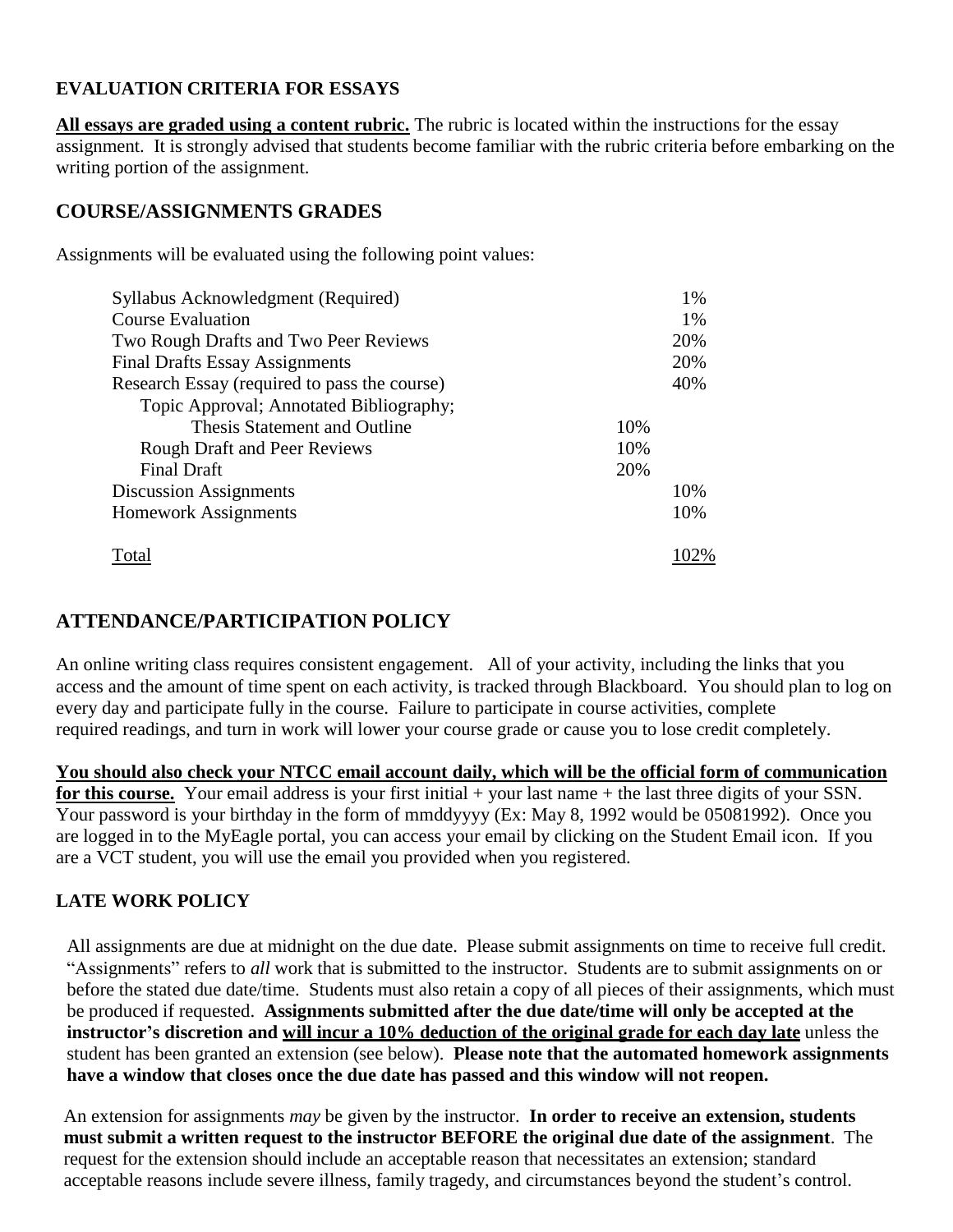### EVALUATION CRITERIA FOR ESSAYS

**All essays are graded using a content rubric.** The rubric is located within the instructions for the essay assignment. It is strongly advised that students become familiar with the rubric criteria before embarking on the writing portion of the assignment.

## COURSE/ASSIGNMENTS GRADES

Assignments will be evaluated using the following point values:

| | | |
|---|---|---|
| Syllabus Acknowledgment (Required) | | 1% |
| Course Evaluation | | 1% |
| Two Rough Drafts and Two Peer Reviews | | 20% |
| Final Drafts Essay Assignments | | 20% |
| Research Essay (required to pass the course) | | 40% |
| Topic Approval; Annotated Bibliography; Thesis Statement and Outline | 10% | |
| Rough Draft and Peer Reviews | 10% | |
| Final Draft | 20% | |
| Discussion Assignments | | 10% |
| Homework Assignments | | 10% |
| Total | | 102% |

## ATTENDANCE/PARTICIPATION POLICY

An online writing class requires consistent engagement. All of your activity, including the links that you access and the amount of time spent on each activity, is tracked through Blackboard. You should plan to log on every day and participate fully in the course. Failure to participate in course activities, complete required readings, and turn in work will lower your course grade or cause you to lose credit completely.

**You should also check your NTCC email account daily, which will be the official form of communication for this course.** Your email address is your first initial + your last name + the last three digits of your SSN. Your password is your birthday in the form of mmddyyyy (Ex: May 8, 1992 would be 05081992). Once you are logged in to the MyEagle portal, you can access your email by clicking on the Student Email icon. If you are a VCT student, you will use the email you provided when you registered.

### LATE WORK POLICY

All assignments are due at midnight on the due date. Please submit assignments on time to receive full credit. "Assignments" refers to *all* work that is submitted to the instructor. Students are to submit assignments on or before the stated due date/time. Students must also retain a copy of all pieces of their assignments, which must be produced if requested. **Assignments submitted after the due date/time will only be accepted at the instructor's discretion and will incur a 10% deduction of the original grade for each day late** unless the student has been granted an extension (see below). **Please note that the automated homework assignments have a window that closes once the due date has passed and this window will not reopen.**

An extension for assignments *may* be given by the instructor. **In order to receive an extension, students must submit a written request to the instructor BEFORE the original due date of the assignment**. The request for the extension should include an acceptable reason that necessitates an extension; standard acceptable reasons include severe illness, family tragedy, and circumstances beyond the student's control.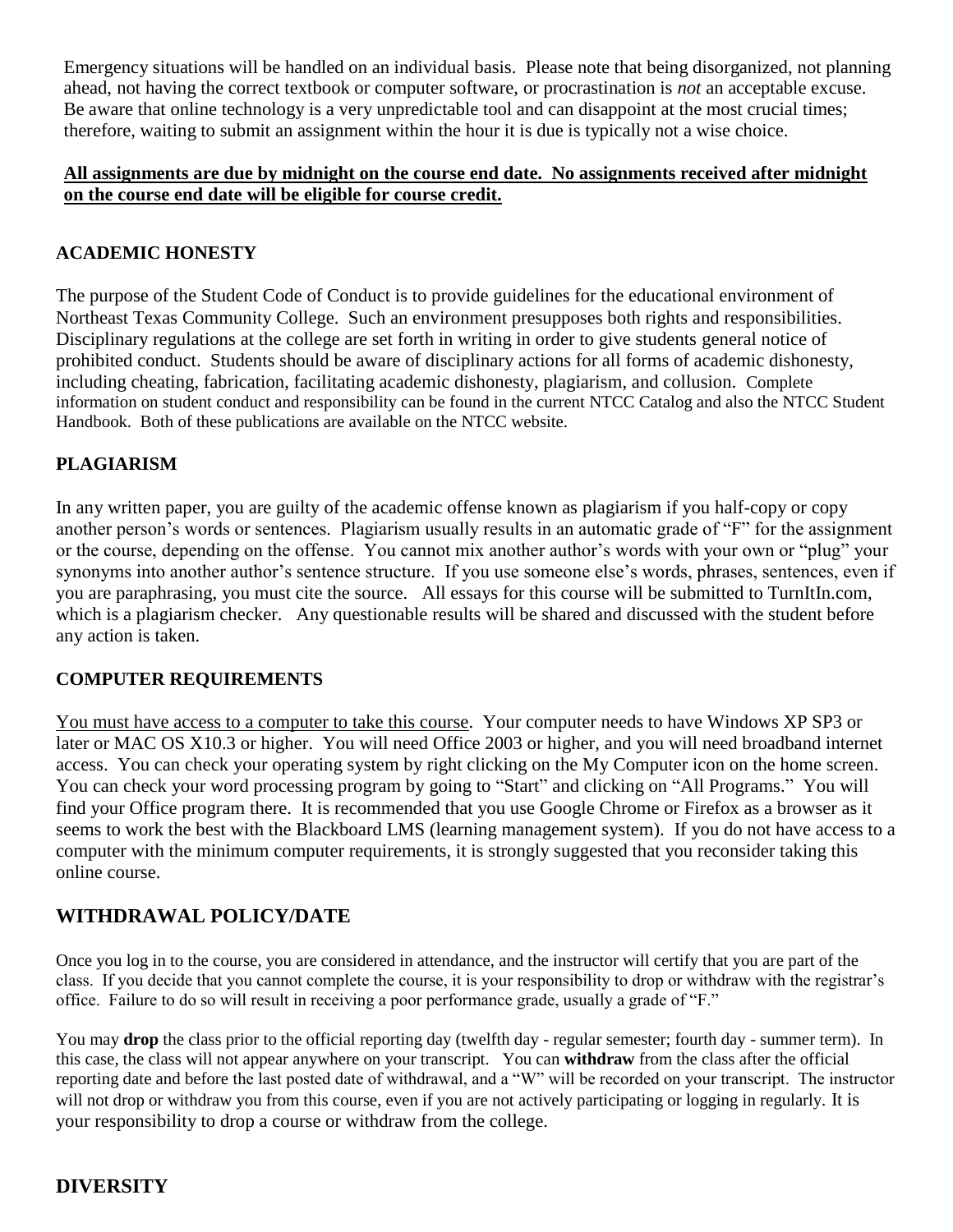Emergency situations will be handled on an individual basis. Please note that being disorganized, not planning ahead, not having the correct textbook or computer software, or procrastination is *not* an acceptable excuse. Be aware that online technology is a very unpredictable tool and can disappoint at the most crucial times; therefore, waiting to submit an assignment within the hour it is due is typically not a wise choice.

**<u>All assignments are due by midnight on the course end date. No assignments received after midnight on the course end date will be eligible for course credit.</u>**

## ACADEMIC HONESTY

The purpose of the Student Code of Conduct is to provide guidelines for the educational environment of Northeast Texas Community College. Such an environment presupposes both rights and responsibilities. Disciplinary regulations at the college are set forth in writing in order to give students general notice of prohibited conduct. Students should be aware of disciplinary actions for all forms of academic dishonesty, including cheating, fabrication, facilitating academic dishonesty, plagiarism, and collusion. Complete information on student conduct and responsibility can be found in the current NTCC Catalog and also the NTCC Student Handbook. Both of these publications are available on the NTCC website.

## PLAGIARISM

In any written paper, you are guilty of the academic offense known as plagiarism if you half-copy or copy another person's words or sentences. Plagiarism usually results in an automatic grade of "F" for the assignment or the course, depending on the offense. You cannot mix another author's words with your own or "plug" your synonyms into another author's sentence structure. If you use someone else's words, phrases, sentences, even if you are paraphrasing, you must cite the source. All essays for this course will be submitted to TurnItIn.com, which is a plagiarism checker. Any questionable results will be shared and discussed with the student before any action is taken.

## COMPUTER REQUIREMENTS

<u>You must have access to a computer to take this course</u>. Your computer needs to have Windows XP SP3 or later or MAC OS X10.3 or higher. You will need Office 2003 or higher, and you will need broadband internet access. You can check your operating system by right clicking on the My Computer icon on the home screen. You can check your word processing program by going to "Start" and clicking on "All Programs." You will find your Office program there. It is recommended that you use Google Chrome or Firefox as a browser as it seems to work the best with the Blackboard LMS (learning management system). If you do not have access to a computer with the minimum computer requirements, it is strongly suggested that you reconsider taking this online course.

## WITHDRAWAL POLICY/DATE

Once you log in to the course, you are considered in attendance, and the instructor will certify that you are part of the class. If you decide that you cannot complete the course, it is your responsibility to drop or withdraw with the registrar's office. Failure to do so will result in receiving a poor performance grade, usually a grade of "F."

You may **drop** the class prior to the official reporting day (twelfth day - regular semester; fourth day - summer term). In this case, the class will not appear anywhere on your transcript. You can **withdraw** from the class after the official reporting date and before the last posted date of withdrawal, and a "W" will be recorded on your transcript. The instructor will not drop or withdraw you from this course, even if you are not actively participating or logging in regularly. It is your responsibility to drop a course or withdraw from the college.

## DIVERSITY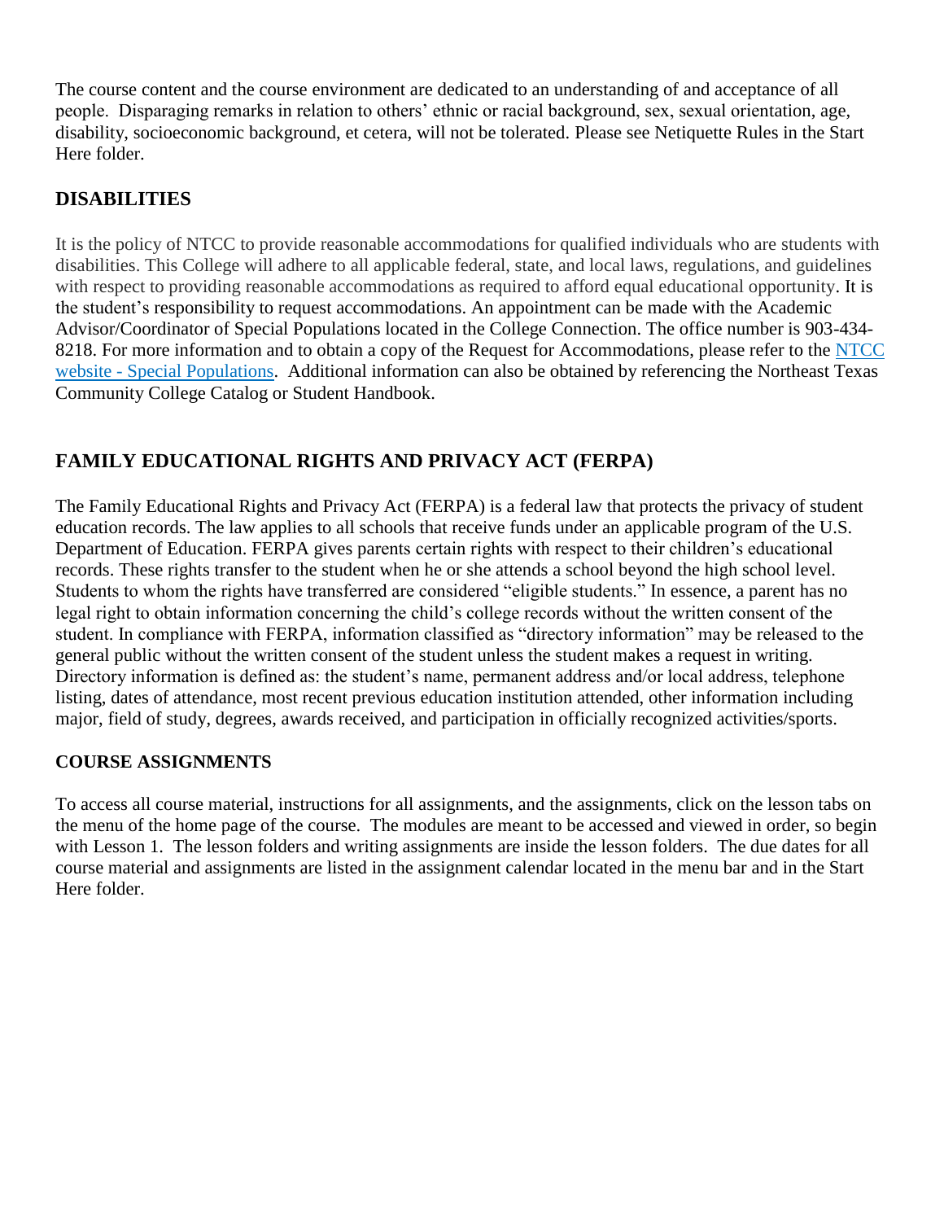The course content and the course environment are dedicated to an understanding of and acceptance of all people. Disparaging remarks in relation to others' ethnic or racial background, sex, sexual orientation, age, disability, socioeconomic background, et cetera, will not be tolerated. Please see Netiquette Rules in the Start Here folder.

## DISABILITIES

It is the policy of NTCC to provide reasonable accommodations for qualified individuals who are students with disabilities. This College will adhere to all applicable federal, state, and local laws, regulations, and guidelines with respect to providing reasonable accommodations as required to afford equal educational opportunity. It is the student's responsibility to request accommodations. An appointment can be made with the Academic Advisor/Coordinator of Special Populations located in the College Connection. The office number is 903-434-8218. For more information and to obtain a copy of the Request for Accommodations, please refer to the NTCC website - Special Populations. Additional information can also be obtained by referencing the Northeast Texas Community College Catalog or Student Handbook.

## FAMILY EDUCATIONAL RIGHTS AND PRIVACY ACT (FERPA)

The Family Educational Rights and Privacy Act (FERPA) is a federal law that protects the privacy of student education records. The law applies to all schools that receive funds under an applicable program of the U.S. Department of Education. FERPA gives parents certain rights with respect to their children's educational records. These rights transfer to the student when he or she attends a school beyond the high school level. Students to whom the rights have transferred are considered "eligible students." In essence, a parent has no legal right to obtain information concerning the child's college records without the written consent of the student. In compliance with FERPA, information classified as "directory information" may be released to the general public without the written consent of the student unless the student makes a request in writing. Directory information is defined as: the student's name, permanent address and/or local address, telephone listing, dates of attendance, most recent previous education institution attended, other information including major, field of study, degrees, awards received, and participation in officially recognized activities/sports.

### COURSE ASSIGNMENTS

To access all course material, instructions for all assignments, and the assignments, click on the lesson tabs on the menu of the home page of the course. The modules are meant to be accessed and viewed in order, so begin with Lesson 1. The lesson folders and writing assignments are inside the lesson folders. The due dates for all course material and assignments are listed in the assignment calendar located in the menu bar and in the Start Here folder.